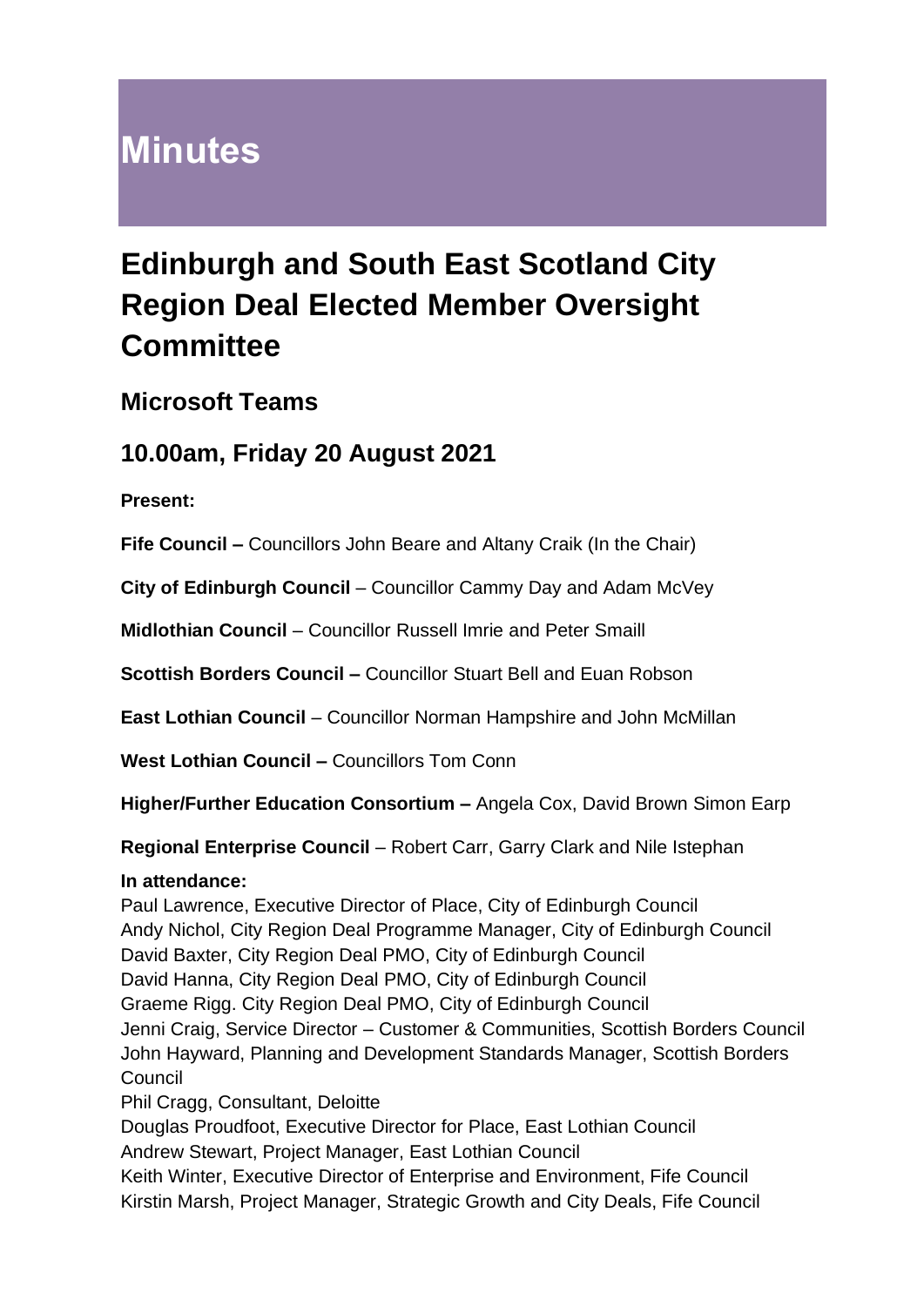# Minutes

## Edinburgh and South East Scotland City Region Deal Elected Member Oversight Committee

### Microsoft Teams

### 10.00am, Friday 20 August 2021

**Present:**

**Fife Council –** Councillors John Beare and Altany Craik (In the Chair)

**City of Edinburgh Council** – Councillor Cammy Day and Adam McVey

**Midlothian Council** – Councillor Russell Imrie and Peter Smaill

**Scottish Borders Council –** Councillor Stuart Bell and Euan Robson

**East Lothian Council** – Councillor Norman Hampshire and John McMillan

**West Lothian Council –** Councillors Tom Conn

**Higher/Further Education Consortium –** Angela Cox, David Brown Simon Earp

**Regional Enterprise Council** – Robert Carr, Garry Clark and Nile Istephan

**In attendance:**

Paul Lawrence, Executive Director of Place, City of Edinburgh Council
Andy Nichol, City Region Deal Programme Manager, City of Edinburgh Council
David Baxter, City Region Deal PMO, City of Edinburgh Council
David Hanna, City Region Deal PMO, City of Edinburgh Council
Graeme Rigg. City Region Deal PMO, City of Edinburgh Council
Jenni Craig, Service Director – Customer & Communities, Scottish Borders Council
John Hayward, Planning and Development Standards Manager, Scottish Borders Council
Phil Cragg, Consultant, Deloitte
Douglas Proudfoot, Executive Director for Place, East Lothian Council
Andrew Stewart, Project Manager, East Lothian Council
Keith Winter, Executive Director of Enterprise and Environment, Fife Council
Kirstin Marsh, Project Manager, Strategic Growth and City Deals, Fife Council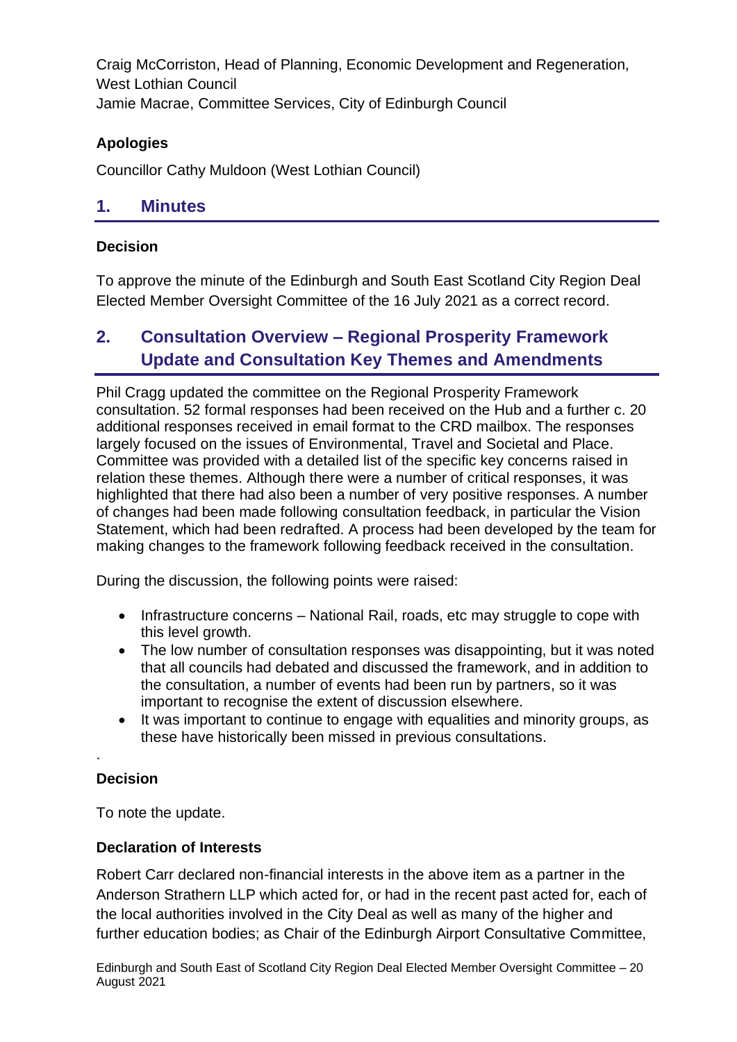Craig McCorriston, Head of Planning, Economic Development and Regeneration, West Lothian Council
Jamie Macrae, Committee Services, City of Edinburgh Council

**Apologies**

Councillor Cathy Muldoon (West Lothian Council)

## 1. Minutes

**Decision**

To approve the minute of the Edinburgh and South East Scotland City Region Deal Elected Member Oversight Committee of the 16 July 2021 as a correct record.

## 2. Consultation Overview – Regional Prosperity Framework Update and Consultation Key Themes and Amendments

Phil Cragg updated the committee on the Regional Prosperity Framework consultation. 52 formal responses had been received on the Hub and a further c. 20 additional responses received in email format to the CRD mailbox. The responses largely focused on the issues of Environmental, Travel and Societal and Place. Committee was provided with a detailed list of the specific key concerns raised in relation these themes. Although there were a number of critical responses, it was highlighted that there had also been a number of very positive responses. A number of changes had been made following consultation feedback, in particular the Vision Statement, which had been redrafted. A process had been developed by the team for making changes to the framework following feedback received in the consultation.

During the discussion, the following points were raised:

- Infrastructure concerns – National Rail, roads, etc may struggle to cope with this level growth.
- The low number of consultation responses was disappointing, but it was noted that all councils had debated and discussed the framework, and in addition to the consultation, a number of events had been run by partners, so it was important to recognise the extent of discussion elsewhere.
- It was important to continue to engage with equalities and minority groups, as these have historically been missed in previous consultations.

.

**Decision**

To note the update.

**Declaration of Interests**

Robert Carr declared non-financial interests in the above item as a partner in the Anderson Strathern LLP which acted for, or had in the recent past acted for, each of the local authorities involved in the City Deal as well as many of the higher and further education bodies; as Chair of the Edinburgh Airport Consultative Committee,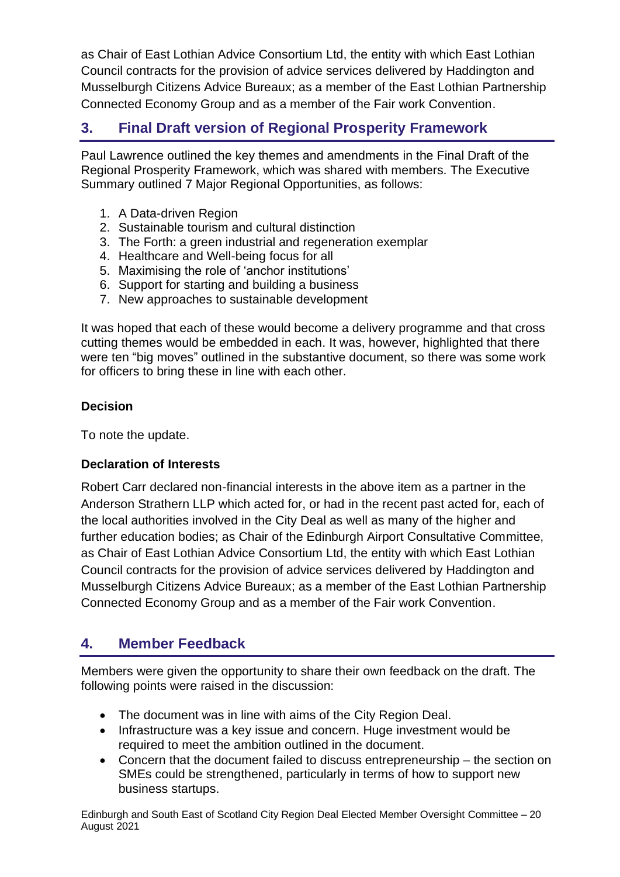as Chair of East Lothian Advice Consortium Ltd, the entity with which East Lothian Council contracts for the provision of advice services delivered by Haddington and Musselburgh Citizens Advice Bureaux; as a member of the East Lothian Partnership Connected Economy Group and as a member of the Fair work Convention.

## 3. Final Draft version of Regional Prosperity Framework

Paul Lawrence outlined the key themes and amendments in the Final Draft of the Regional Prosperity Framework, which was shared with members. The Executive Summary outlined 7 Major Regional Opportunities, as follows:

1. A Data-driven Region
2. Sustainable tourism and cultural distinction
3. The Forth: a green industrial and regeneration exemplar
4. Healthcare and Well-being focus for all
5. Maximising the role of 'anchor institutions'
6. Support for starting and building a business
7. New approaches to sustainable development

It was hoped that each of these would become a delivery programme and that cross cutting themes would be embedded in each. It was, however, highlighted that there were ten "big moves" outlined in the substantive document, so there was some work for officers to bring these in line with each other.

**Decision**

To note the update.

**Declaration of Interests**

Robert Carr declared non-financial interests in the above item as a partner in the Anderson Strathern LLP which acted for, or had in the recent past acted for, each of the local authorities involved in the City Deal as well as many of the higher and further education bodies; as Chair of the Edinburgh Airport Consultative Committee, as Chair of East Lothian Advice Consortium Ltd, the entity with which East Lothian Council contracts for the provision of advice services delivered by Haddington and Musselburgh Citizens Advice Bureaux; as a member of the East Lothian Partnership Connected Economy Group and as a member of the Fair work Convention.

## 4. Member Feedback

Members were given the opportunity to share their own feedback on the draft. The following points were raised in the discussion:

- The document was in line with aims of the City Region Deal.
- Infrastructure was a key issue and concern. Huge investment would be required to meet the ambition outlined in the document.
- Concern that the document failed to discuss entrepreneurship – the section on SMEs could be strengthened, particularly in terms of how to support new business startups.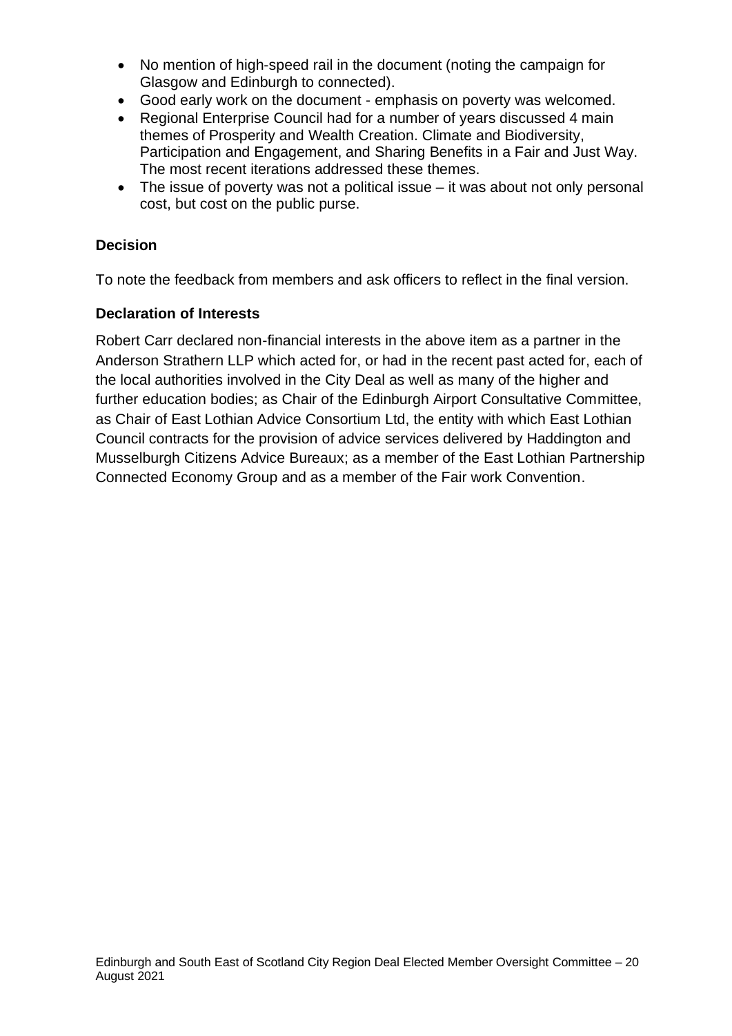- No mention of high-speed rail in the document (noting the campaign for Glasgow and Edinburgh to connected).
- Good early work on the document - emphasis on poverty was welcomed.
- Regional Enterprise Council had for a number of years discussed 4 main themes of Prosperity and Wealth Creation. Climate and Biodiversity, Participation and Engagement, and Sharing Benefits in a Fair and Just Way. The most recent iterations addressed these themes.
- The issue of poverty was not a political issue – it was about not only personal cost, but cost on the public purse.

### Decision

To note the feedback from members and ask officers to reflect in the final version.

### Declaration of Interests

Robert Carr declared non-financial interests in the above item as a partner in the Anderson Strathern LLP which acted for, or had in the recent past acted for, each of the local authorities involved in the City Deal as well as many of the higher and further education bodies; as Chair of the Edinburgh Airport Consultative Committee, as Chair of East Lothian Advice Consortium Ltd, the entity with which East Lothian Council contracts for the provision of advice services delivered by Haddington and Musselburgh Citizens Advice Bureaux; as a member of the East Lothian Partnership Connected Economy Group and as a member of the Fair work Convention.